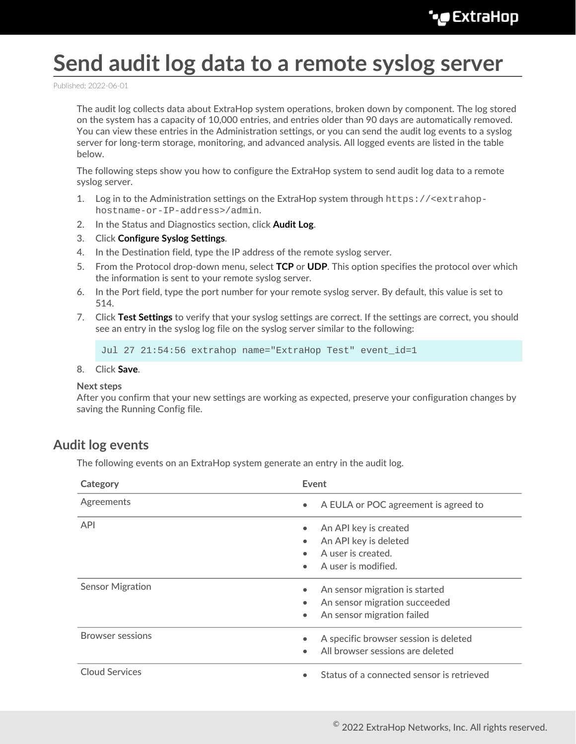# Send audit log data to a remote syslog server

Published: 2022-06-01

The audit log collects data about ExtraHop system operations, broken down by component. The log stored on the system has a capacity of 10,000 entries, and entries older than 90 days are automatically removed. You can view these entries in the Administration settings, or you can send the audit log events to a syslog server for long-term storage, monitoring, and advanced analysis. All logged events are listed in the table below.

The following steps show you how to configure the ExtraHop system to send audit log data to a remote syslog server.

1. Log in to the Administration settings on the ExtraHop system through `https://<extrahop-hostname-or-IP-address>/admin`.
2. In the Status and Diagnostics section, click **Audit Log**.
3. Click **Configure Syslog Settings**.
4. In the Destination field, type the IP address of the remote syslog server.
5. From the Protocol drop-down menu, select **TCP** or **UDP**. This option specifies the protocol over which the information is sent to your remote syslog server.
6. In the Port field, type the port number for your remote syslog server. By default, this value is set to 514.
7. Click **Test Settings** to verify that your syslog settings are correct. If the settings are correct, you should see an entry in the syslog log file on the syslog server similar to the following:

```
Jul 27 21:54:56 extrahop name="ExtraHop Test" event_id=1
```

8. Click **Save**.

**Next steps**

After you confirm that your new settings are working as expected, preserve your configuration changes by saving the Running Config file.

## Audit log events

The following events on an ExtraHop system generate an entry in the audit log.

| Category | Event |
| --- | --- |
| Agreements | • A EULA or POC agreement is agreed to |
| API | • An API key is created<br>• An API key is deleted<br>• A user is created.<br>• A user is modified. |
| Sensor Migration | • An sensor migration is started<br>• An sensor migration succeeded<br>• An sensor migration failed |
| Browser sessions | • A specific browser session is deleted<br>• All browser sessions are deleted |
| Cloud Services | • Status of a connected sensor is retrieved |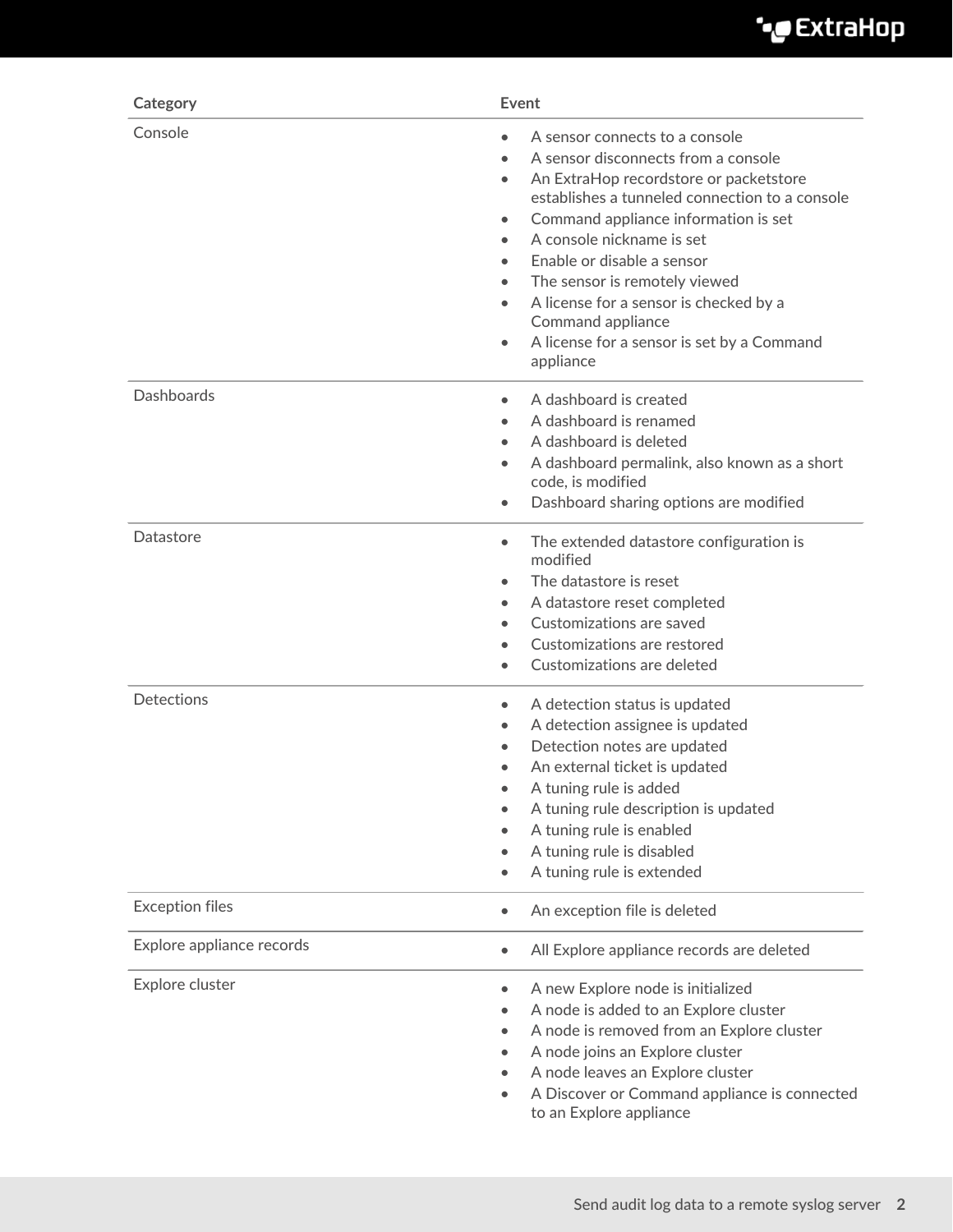| Category | Event |
|---|---|
| Console | • A sensor connects to a console<br>• A sensor disconnects from a console<br>• An ExtraHop recordstore or packetstore establishes a tunneled connection to a console<br>• Command appliance information is set<br>• A console nickname is set<br>• Enable or disable a sensor<br>• The sensor is remotely viewed<br>• A license for a sensor is checked by a Command appliance<br>• A license for a sensor is set by a Command appliance |
| Dashboards | • A dashboard is created<br>• A dashboard is renamed<br>• A dashboard is deleted<br>• A dashboard permalink, also known as a short code, is modified<br>• Dashboard sharing options are modified |
| Datastore | • The extended datastore configuration is modified<br>• The datastore is reset<br>• A datastore reset completed<br>• Customizations are saved<br>• Customizations are restored<br>• Customizations are deleted |
| Detections | • A detection status is updated<br>• A detection assignee is updated<br>• Detection notes are updated<br>• An external ticket is updated<br>• A tuning rule is added<br>• A tuning rule description is updated<br>• A tuning rule is enabled<br>• A tuning rule is disabled<br>• A tuning rule is extended |
| Exception files | • An exception file is deleted |
| Explore appliance records | • All Explore appliance records are deleted |
| Explore cluster | • A new Explore node is initialized<br>• A node is added to an Explore cluster<br>• A node is removed from an Explore cluster<br>• A node joins an Explore cluster<br>• A node leaves an Explore cluster<br>• A Discover or Command appliance is connected to an Explore appliance |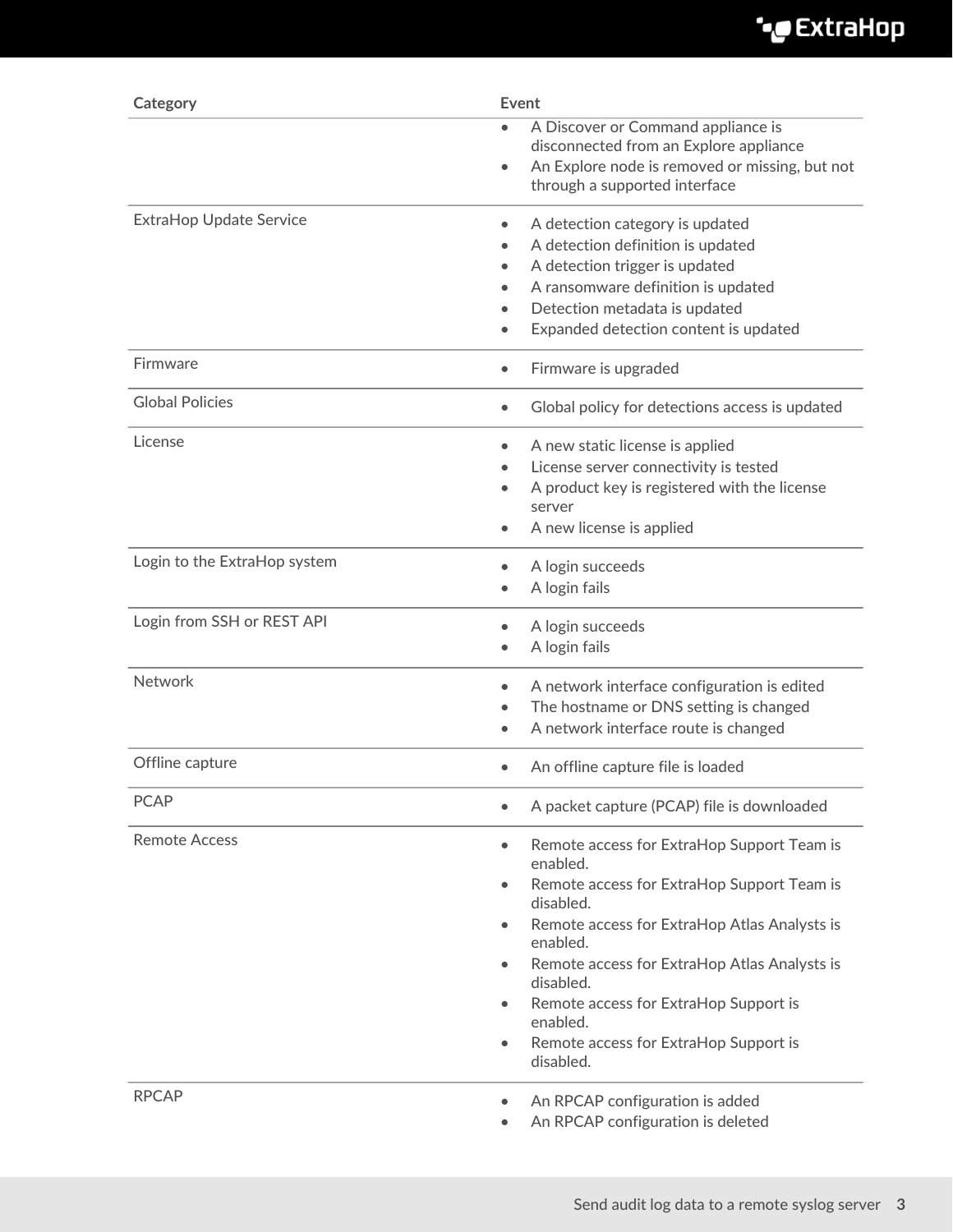| Category | Event |
| --- | --- |
| | • A Discover or Command appliance is disconnected from an Explore appliance<br>• An Explore node is removed or missing, but not through a supported interface |
| ExtraHop Update Service | • A detection category is updated<br>• A detection definition is updated<br>• A detection trigger is updated<br>• A ransomware definition is updated<br>• Detection metadata is updated<br>• Expanded detection content is updated |
| Firmware | • Firmware is upgraded |
| Global Policies | • Global policy for detections access is updated |
| License | • A new static license is applied<br>• License server connectivity is tested<br>• A product key is registered with the license server<br>• A new license is applied |
| Login to the ExtraHop system | • A login succeeds<br>• A login fails |
| Login from SSH or REST API | • A login succeeds<br>• A login fails |
| Network | • A network interface configuration is edited<br>• The hostname or DNS setting is changed<br>• A network interface route is changed |
| Offline capture | • An offline capture file is loaded |
| PCAP | • A packet capture (PCAP) file is downloaded |
| Remote Access | • Remote access for ExtraHop Support Team is enabled.<br>• Remote access for ExtraHop Support Team is disabled.<br>• Remote access for ExtraHop Atlas Analysts is enabled.<br>• Remote access for ExtraHop Atlas Analysts is disabled.<br>• Remote access for ExtraHop Support is enabled.<br>• Remote access for ExtraHop Support is disabled. |
| RPCAP | • An RPCAP configuration is added<br>• An RPCAP configuration is deleted |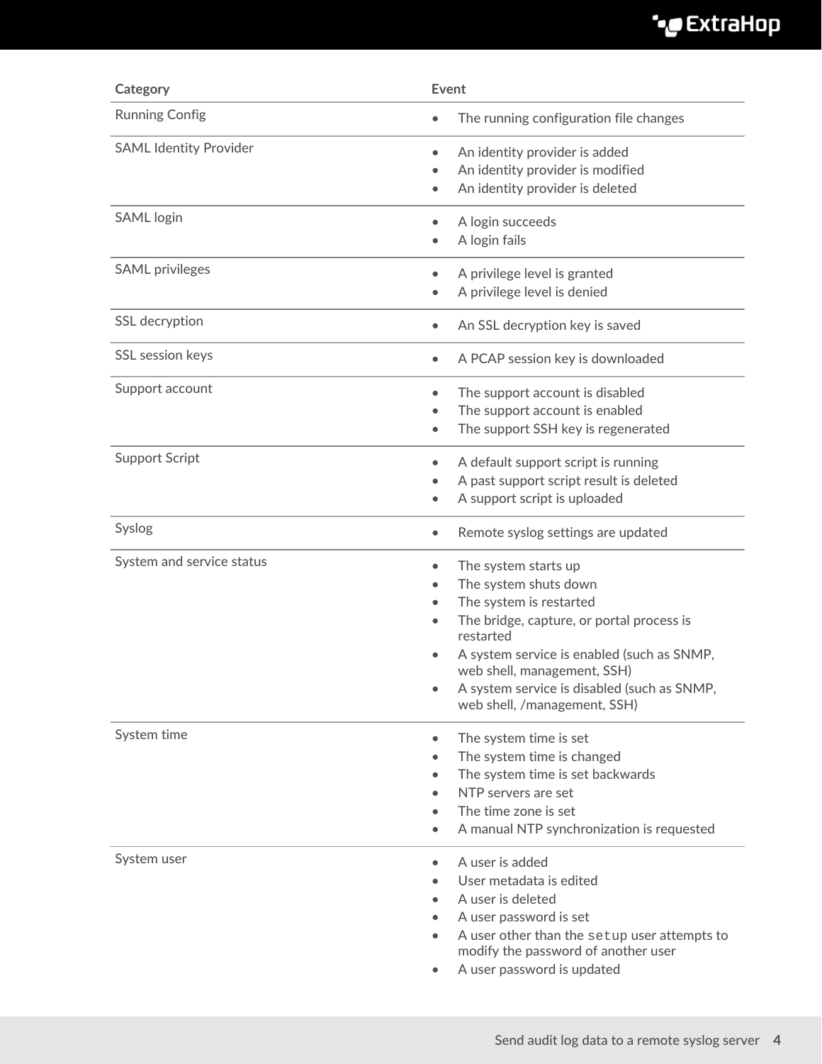| Category | Event |
| --- | --- |
| Running Config | • The running configuration file changes |
| SAML Identity Provider | • An identity provider is added<br>• An identity provider is modified<br>• An identity provider is deleted |
| SAML login | • A login succeeds<br>• A login fails |
| SAML privileges | • A privilege level is granted<br>• A privilege level is denied |
| SSL decryption | • An SSL decryption key is saved |
| SSL session keys | • A PCAP session key is downloaded |
| Support account | • The support account is disabled<br>• The support account is enabled<br>• The support SSH key is regenerated |
| Support Script | • A default support script is running<br>• A past support script result is deleted<br>• A support script is uploaded |
| Syslog | • Remote syslog settings are updated |
| System and service status | • The system starts up<br>• The system shuts down<br>• The system is restarted<br>• The bridge, capture, or portal process is restarted<br>• A system service is enabled (such as SNMP, web shell, management, SSH)<br>• A system service is disabled (such as SNMP, web shell, /management, SSH) |
| System time | • The system time is set<br>• The system time is changed<br>• The system time is set backwards<br>• NTP servers are set<br>• The time zone is set<br>• A manual NTP synchronization is requested |
| System user | • A user is added<br>• User metadata is edited<br>• A user is deleted<br>• A user password is set<br>• A user other than the `setup` user attempts to modify the password of another user<br>• A user password is updated |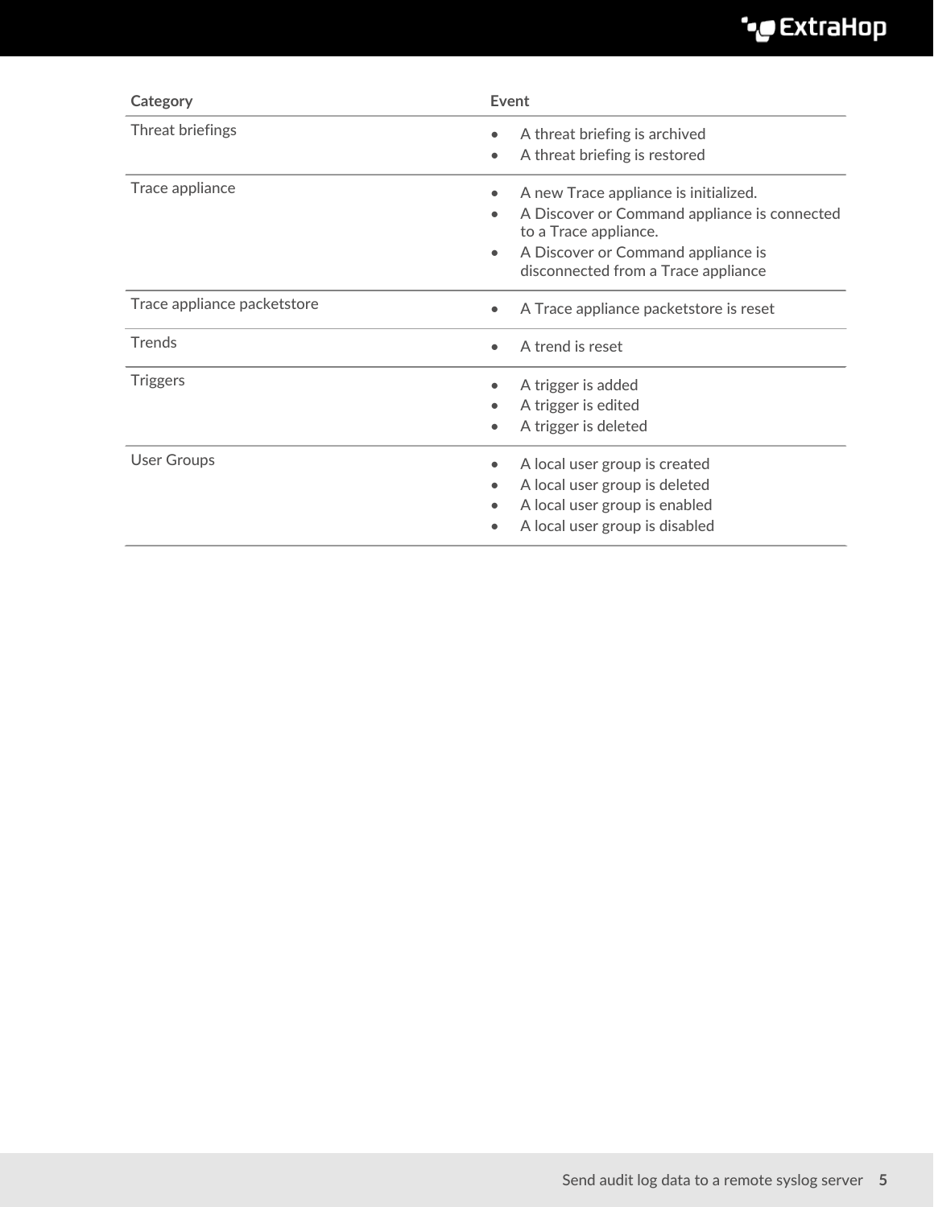| Category | Event |
| --- | --- |
| Threat briefings | • A threat briefing is archived<br>• A threat briefing is restored |
| Trace appliance | • A new Trace appliance is initialized.<br>• A Discover or Command appliance is connected to a Trace appliance.<br>• A Discover or Command appliance is disconnected from a Trace appliance |
| Trace appliance packetstore | • A Trace appliance packetstore is reset |
| Trends | • A trend is reset |
| Triggers | • A trigger is added<br>• A trigger is edited<br>• A trigger is deleted |
| User Groups | • A local user group is created<br>• A local user group is deleted<br>• A local user group is enabled<br>• A local user group is disabled |